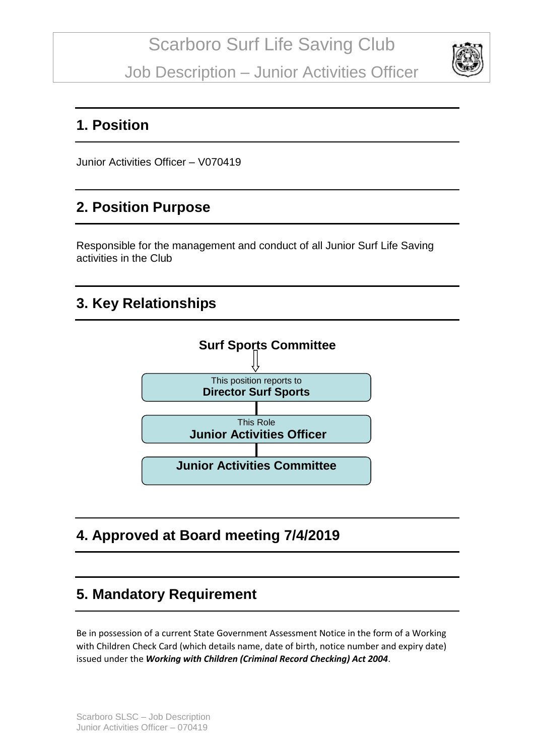# Scarboro Surf Life Saving Club

## Job Description – Junior Activities Officer

## 1. Position

Junior Activities Officer – V070419

## 2. Position Purpose

Responsible for the management and conduct of all Junior Surf Life Saving activities in the Club

## 3. Key Relationships

**Surf Sports Committee**

This position reports to
**Director Surf Sports**

This Role
**Junior Activities Officer**

**Junior Activities Committee**

## 4. Approved at Board meeting 7/4/2019

## 5. Mandatory Requirement

Be in possession of a current State Government Assessment Notice in the form of a Working with Children Check Card (which details name, date of birth, notice number and expiry date) issued under the ***Working with Children (Criminal Record Checking) Act 2004***.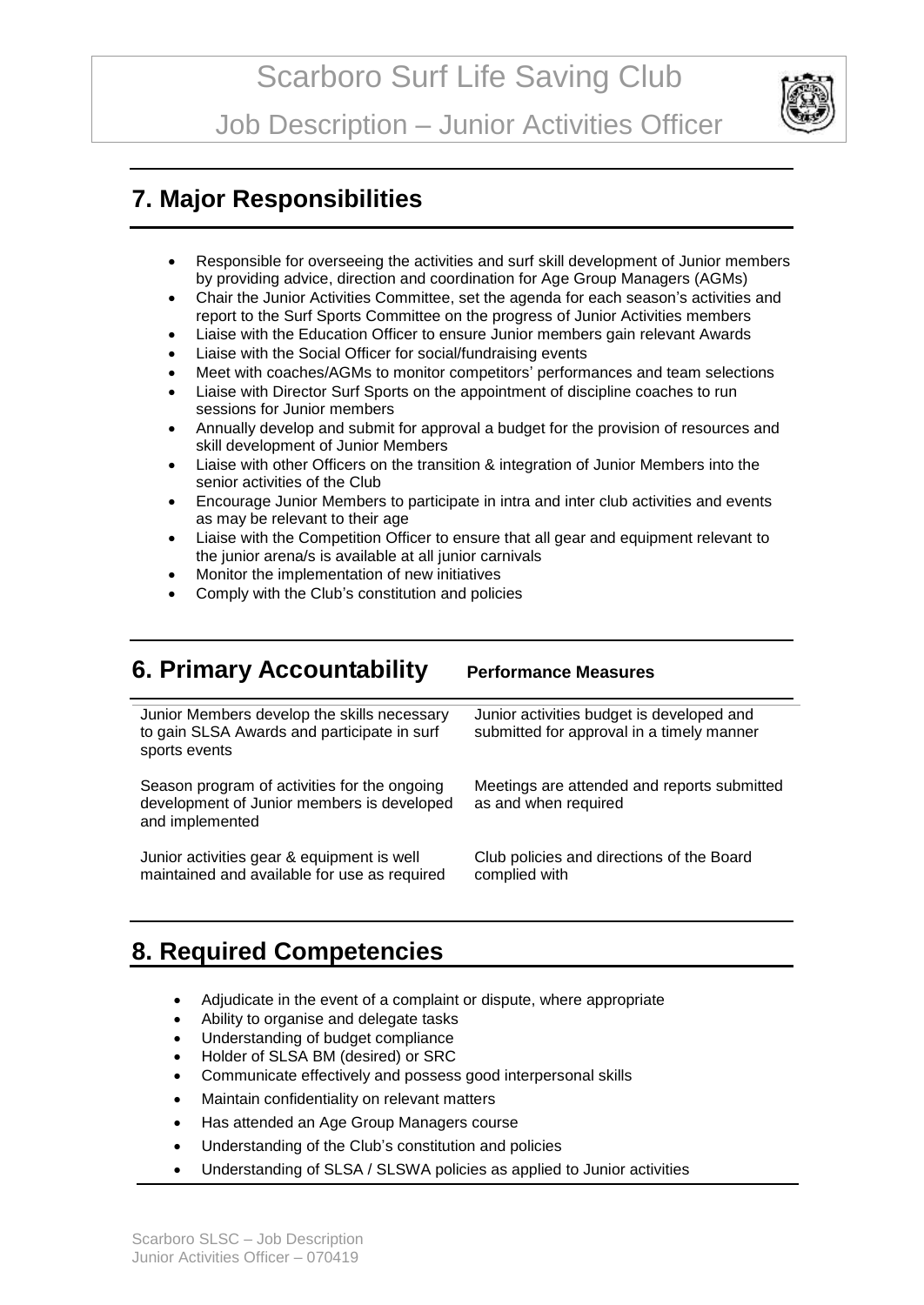## 7. Major Responsibilities

- Responsible for overseeing the activities and surf skill development of Junior members by providing advice, direction and coordination for Age Group Managers (AGMs)
- Chair the Junior Activities Committee, set the agenda for each season's activities and report to the Surf Sports Committee on the progress of Junior Activities members
- Liaise with the Education Officer to ensure Junior members gain relevant Awards
- Liaise with the Social Officer for social/fundraising events
- Meet with coaches/AGMs to monitor competitors' performances and team selections
- Liaise with Director Surf Sports on the appointment of discipline coaches to run sessions for Junior members
- Annually develop and submit for approval a budget for the provision of resources and skill development of Junior Members
- Liaise with other Officers on the transition & integration of Junior Members into the senior activities of the Club
- Encourage Junior Members to participate in intra and inter club activities and events as may be relevant to their age
- Liaise with the Competition Officer to ensure that all gear and equipment relevant to the junior arena/s is available at all junior carnivals
- Monitor the implementation of new initiatives
- Comply with the Club's constitution and policies

## 6. Primary Accountability

| 6. Primary Accountability | Performance Measures |
|---|---|
| Junior Members develop the skills necessary to gain SLSA Awards and participate in surf sports events | Junior activities budget is developed and submitted for approval in a timely manner |
| Season program of activities for the ongoing development of Junior members is developed and implemented | Meetings are attended and reports submitted as and when required |
| Junior activities gear & equipment is well maintained and available for use as required | Club policies and directions of the Board complied with |

## 8. Required Competencies

- Adjudicate in the event of a complaint or dispute, where appropriate
- Ability to organise and delegate tasks
- Understanding of budget compliance
- Holder of SLSA BM (desired) or SRC
- Communicate effectively and possess good interpersonal skills
- Maintain confidentiality on relevant matters
- Has attended an Age Group Managers course
- Understanding of the Club's constitution and policies
- Understanding of SLSA / SLSWA policies as applied to Junior activities